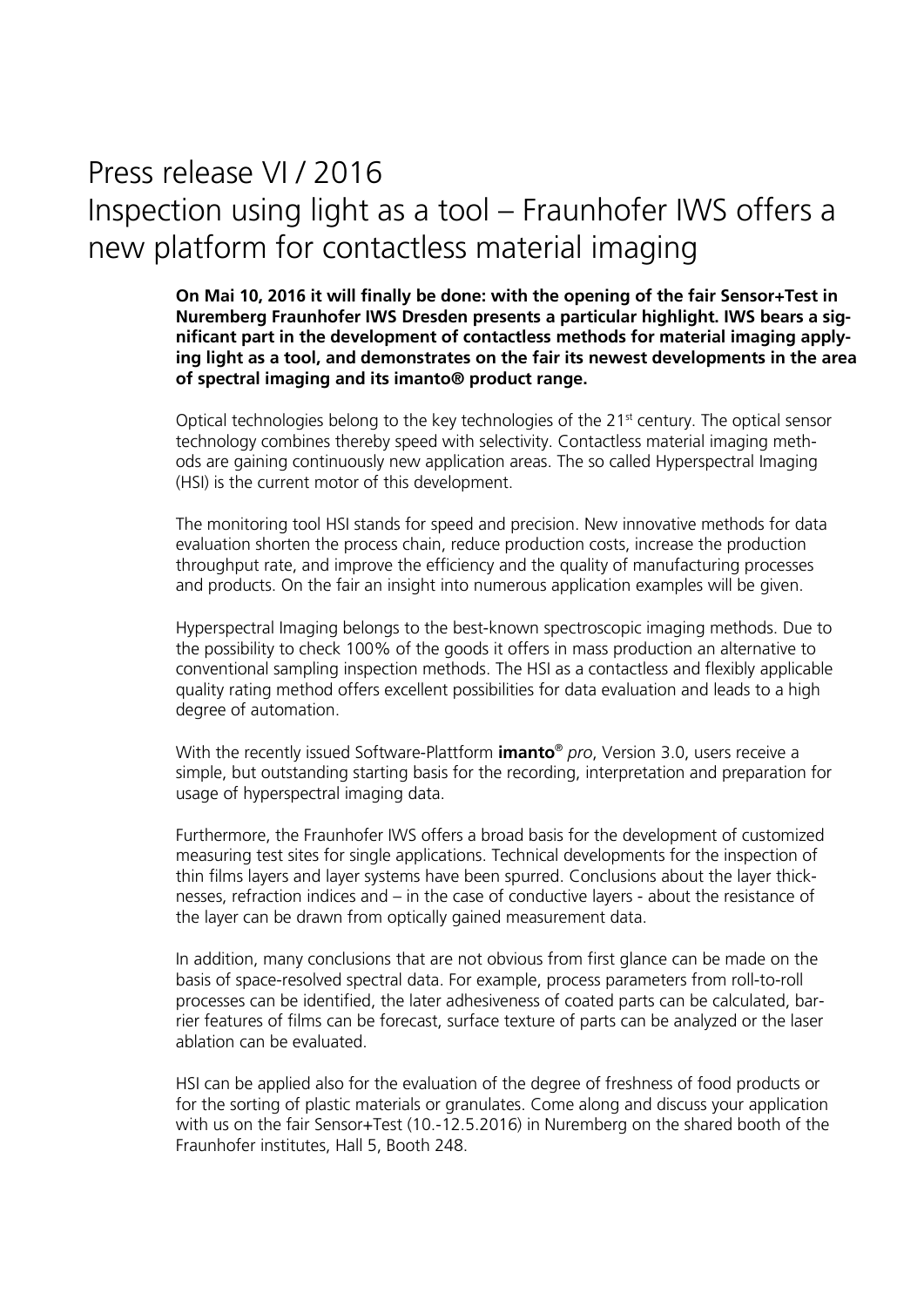# Press release VI / 2016
# Inspection using light as a tool – Fraunhofer IWS offers a new platform for contactless material imaging

**On Mai 10, 2016 it will finally be done: with the opening of the fair Sensor+Test in Nuremberg Fraunhofer IWS Dresden presents a particular highlight. IWS bears a significant part in the development of contactless methods for material imaging applying light as a tool, and demonstrates on the fair its newest developments in the area of spectral imaging and its imanto® product range.**

Optical technologies belong to the key technologies of the 21st century. The optical sensor technology combines thereby speed with selectivity. Contactless material imaging methods are gaining continuously new application areas. The so called Hyperspectral Imaging (HSI) is the current motor of this development.

The monitoring tool HSI stands for speed and precision. New innovative methods for data evaluation shorten the process chain, reduce production costs, increase the production throughput rate, and improve the efficiency and the quality of manufacturing processes and products. On the fair an insight into numerous application examples will be given.

Hyperspectral Imaging belongs to the best-known spectroscopic imaging methods. Due to the possibility to check 100% of the goods it offers in mass production an alternative to conventional sampling inspection methods. The HSI as a contactless and flexibly applicable quality rating method offers excellent possibilities for data evaluation and leads to a high degree of automation.

With the recently issued Software-Plattform **imanto**® *pro*, Version 3.0, users receive a simple, but outstanding starting basis for the recording, interpretation and preparation for usage of hyperspectral imaging data.

Furthermore, the Fraunhofer IWS offers a broad basis for the development of customized measuring test sites for single applications. Technical developments for the inspection of thin films layers and layer systems have been spurred. Conclusions about the layer thicknesses, refraction indices and – in the case of conductive layers - about the resistance of the layer can be drawn from optically gained measurement data.

In addition, many conclusions that are not obvious from first glance can be made on the basis of space-resolved spectral data. For example, process parameters from roll-to-roll processes can be identified, the later adhesiveness of coated parts can be calculated, barrier features of films can be forecast, surface texture of parts can be analyzed or the laser ablation can be evaluated.

HSI can be applied also for the evaluation of the degree of freshness of food products or for the sorting of plastic materials or granulates. Come along and discuss your application with us on the fair Sensor+Test (10.-12.5.2016) in Nuremberg on the shared booth of the Fraunhofer institutes, Hall 5, Booth 248.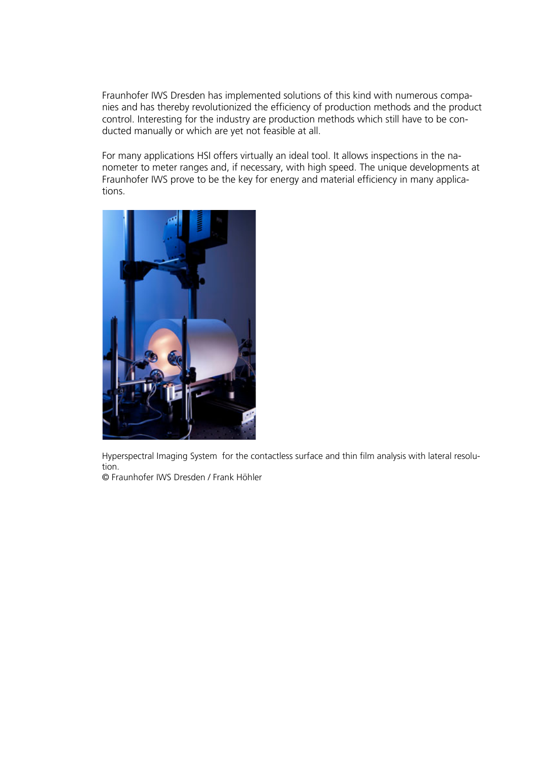Fraunhofer IWS Dresden has implemented solutions of this kind with numerous companies and has thereby revolutionized the efficiency of production methods and the product control. Interesting for the industry are production methods which still have to be conducted manually or which are yet not feasible at all.

For many applications HSI offers virtually an ideal tool. It allows inspections in the nanometer to meter ranges and, if necessary, with high speed. The unique developments at Fraunhofer IWS prove to be the key for energy and material efficiency in many applications.

Hyperspectral Imaging System for the contactless surface and thin film analysis with lateral resolution.
© Fraunhofer IWS Dresden / Frank Höhler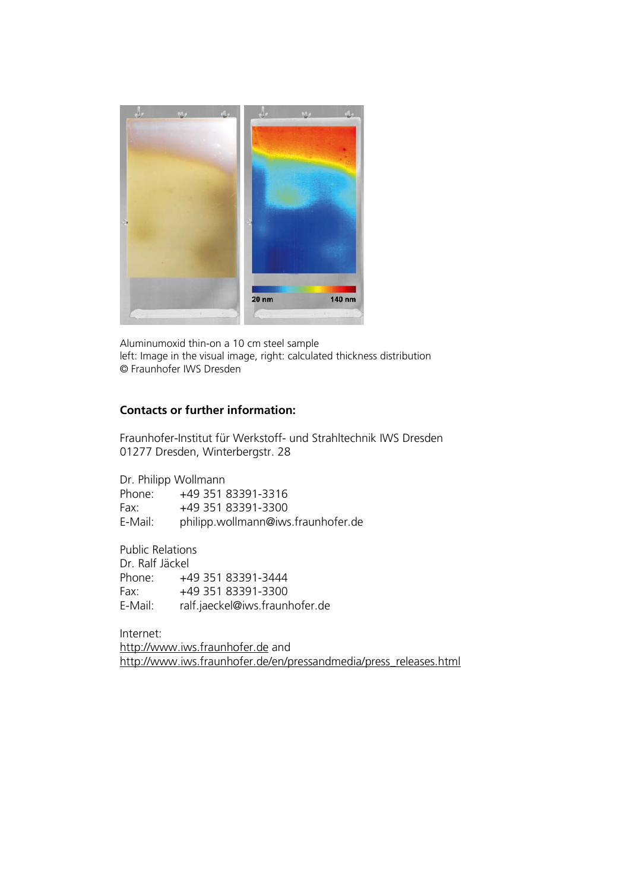20 nm

140 nm

Aluminumoxid thin-on a 10 cm steel sample
left: Image in the visual image, right: calculated thickness distribution
© Fraunhofer IWS Dresden

**Contacts or further information:**

Fraunhofer-Institut für Werkstoff- und Strahltechnik IWS Dresden
01277 Dresden, Winterbergstr. 28

Dr. Philipp Wollmann
Phone: +49 351 83391-3316
Fax: +49 351 83391-3300
E-Mail: philipp.wollmann@iws.fraunhofer.de

Public Relations
Dr. Ralf Jäckel
Phone: +49 351 83391-3444
Fax: +49 351 83391-3300
E-Mail: ralf.jaeckel@iws.fraunhofer.de

Internet:
http://www.iws.fraunhofer.de and
http://www.iws.fraunhofer.de/en/pressandmedia/press_releases.html